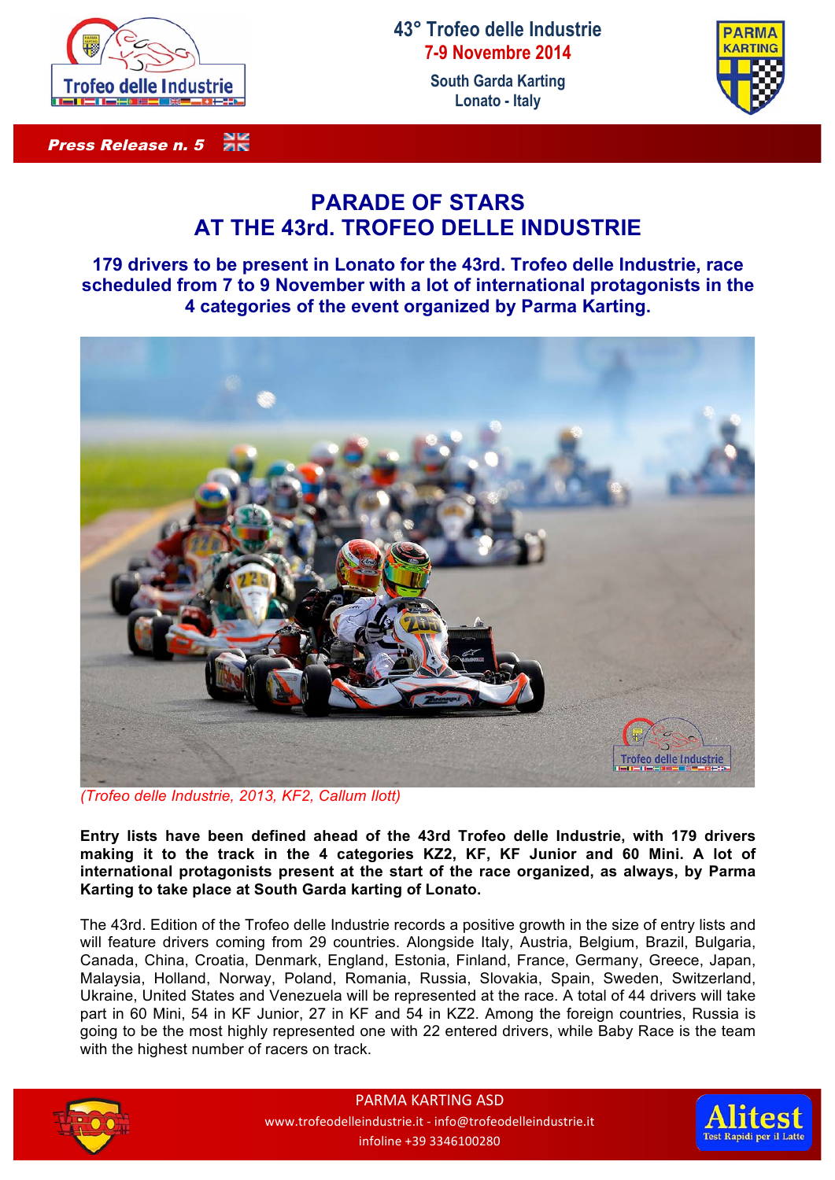43° Trofeo delle Industrie
7-9 Novembre 2014
South Garda Karting
Lonato - Italy

*Press Release n. 5*

# PARADE OF STARS AT THE 43rd. TROFEO DELLE INDUSTRIE

## 179 drivers to be present in Lonato for the 43rd. Trofeo delle Industrie, race scheduled from 7 to 9 November with a lot of international protagonists in the 4 categories of the event organized by Parma Karting.

*(Trofeo delle Industrie, 2013, KF2, Callum Ilott)*

**Entry lists have been defined ahead of the 43rd Trofeo delle Industrie, with 179 drivers making it to the track in the 4 categories KZ2, KF, KF Junior and 60 Mini. A lot of international protagonists present at the start of the race organized, as always, by Parma Karting to take place at South Garda karting of Lonato.**

The 43rd. Edition of the Trofeo delle Industrie records a positive growth in the size of entry lists and will feature drivers coming from 29 countries. Alongside Italy, Austria, Belgium, Brazil, Bulgaria, Canada, China, Croatia, Denmark, England, Estonia, Finland, France, Germany, Greece, Japan, Malaysia, Holland, Norway, Poland, Romania, Russia, Slovakia, Spain, Sweden, Switzerland, Ukraine, United States and Venezuela will be represented at the race. A total of 44 drivers will take part in 60 Mini, 54 in KF Junior, 27 in KF and 54 in KZ2. Among the foreign countries, Russia is going to be the most highly represented one with 22 entered drivers, while Baby Race is the team with the highest number of racers on track.

PARMA KARTING ASD
www.trofeodelleindustrie.it - info@trofeodelleindustrie.it
infoline +39 3346100280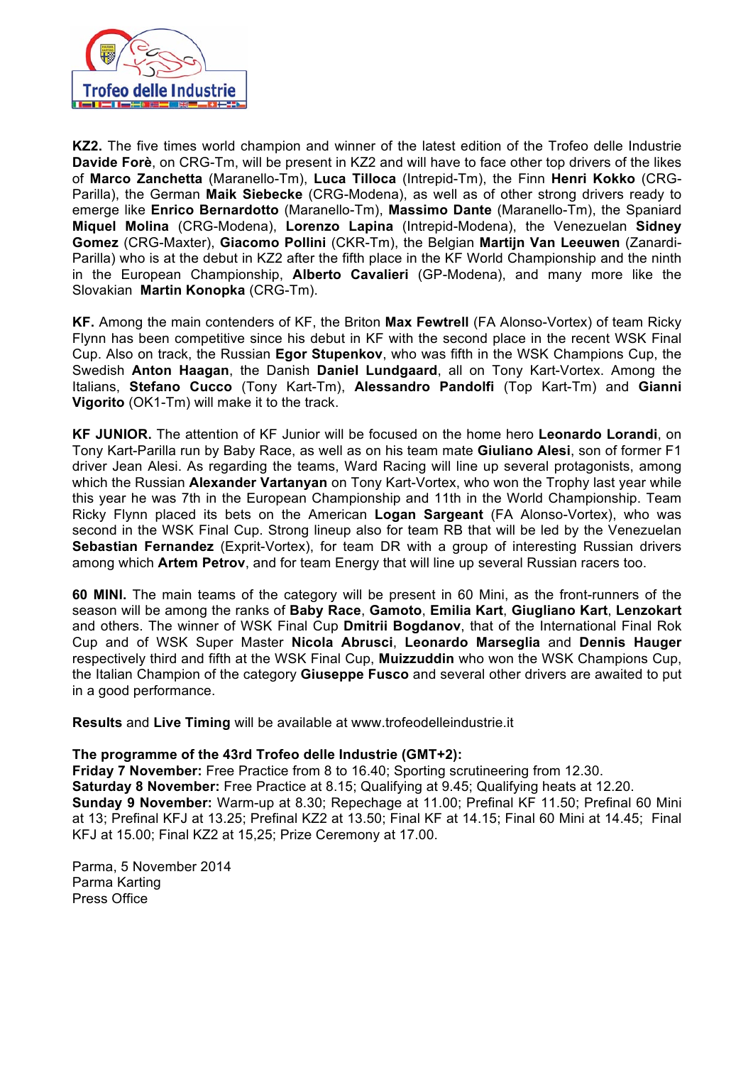**KZ2.** The five times world champion and winner of the latest edition of the Trofeo delle Industrie **Davide Forè**, on CRG-Tm, will be present in KZ2 and will have to face other top drivers of the likes of **Marco Zanchetta** (Maranello-Tm), **Luca Tilloca** (Intrepid-Tm), the Finn **Henri Kokko** (CRG-Parilla), the German **Maik Siebecke** (CRG-Modena), as well as of other strong drivers ready to emerge like **Enrico Bernardotto** (Maranello-Tm), **Massimo Dante** (Maranello-Tm), the Spaniard **Miquel Molina** (CRG-Modena), **Lorenzo Lapina** (Intrepid-Modena), the Venezuelan **Sidney Gomez** (CRG-Maxter), **Giacomo Pollini** (CKR-Tm), the Belgian **Martijn Van Leeuwen** (Zanardi-Parilla) who is at the debut in KZ2 after the fifth place in the KF World Championship and the ninth in the European Championship, **Alberto Cavalieri** (GP-Modena), and many more like the Slovakian **Martin Konopka** (CRG-Tm).

**KF.** Among the main contenders of KF, the Briton **Max Fewtrell** (FA Alonso-Vortex) of team Ricky Flynn has been competitive since his debut in KF with the second place in the recent WSK Final Cup. Also on track, the Russian **Egor Stupenkov**, who was fifth in the WSK Champions Cup, the Swedish **Anton Haagan**, the Danish **Daniel Lundgaard**, all on Tony Kart-Vortex. Among the Italians, **Stefano Cucco** (Tony Kart-Tm), **Alessandro Pandolfi** (Top Kart-Tm) and **Gianni Vigorito** (OK1-Tm) will make it to the track.

**KF JUNIOR.** The attention of KF Junior will be focused on the home hero **Leonardo Lorandi**, on Tony Kart-Parilla run by Baby Race, as well as on his team mate **Giuliano Alesi**, son of former F1 driver Jean Alesi. As regarding the teams, Ward Racing will line up several protagonists, among which the Russian **Alexander Vartanyan** on Tony Kart-Vortex, who won the Trophy last year while this year he was 7th in the European Championship and 11th in the World Championship. Team Ricky Flynn placed its bets on the American **Logan Sargeant** (FA Alonso-Vortex), who was second in the WSK Final Cup. Strong lineup also for team RB that will be led by the Venezuelan **Sebastian Fernandez** (Exprit-Vortex), for team DR with a group of interesting Russian drivers among which **Artem Petrov**, and for team Energy that will line up several Russian racers too.

**60 MINI.** The main teams of the category will be present in 60 Mini, as the front-runners of the season will be among the ranks of **Baby Race**, **Gamoto**, **Emilia Kart**, **Giugliano Kart**, **Lenzokart** and others. The winner of WSK Final Cup **Dmitrii Bogdanov**, that of the International Final Rok Cup and of WSK Super Master **Nicola Abrusci**, **Leonardo Marseglia** and **Dennis Hauger** respectively third and fifth at the WSK Final Cup, **Muizzuddin** who won the WSK Champions Cup, the Italian Champion of the category **Giuseppe Fusco** and several other drivers are awaited to put in a good performance.

**Results** and **Live Timing** will be available at www.trofeodelleindustrie.it

**The programme of the 43rd Trofeo delle Industrie (GMT+2):**
**Friday 7 November:** Free Practice from 8 to 16.40; Sporting scrutineering from 12.30.
**Saturday 8 November:** Free Practice at 8.15; Qualifying at 9.45; Qualifying heats at 12.20.
**Sunday 9 November:** Warm-up at 8.30; Repechage at 11.00; Prefinal KF 11.50; Prefinal 60 Mini at 13; Prefinal KFJ at 13.25; Prefinal KZ2 at 13.50; Final KF at 14.15; Final 60 Mini at 14.45; Final KFJ at 15.00; Final KZ2 at 15,25; Prize Ceremony at 17.00.

Parma, 5 November 2014
Parma Karting
Press Office